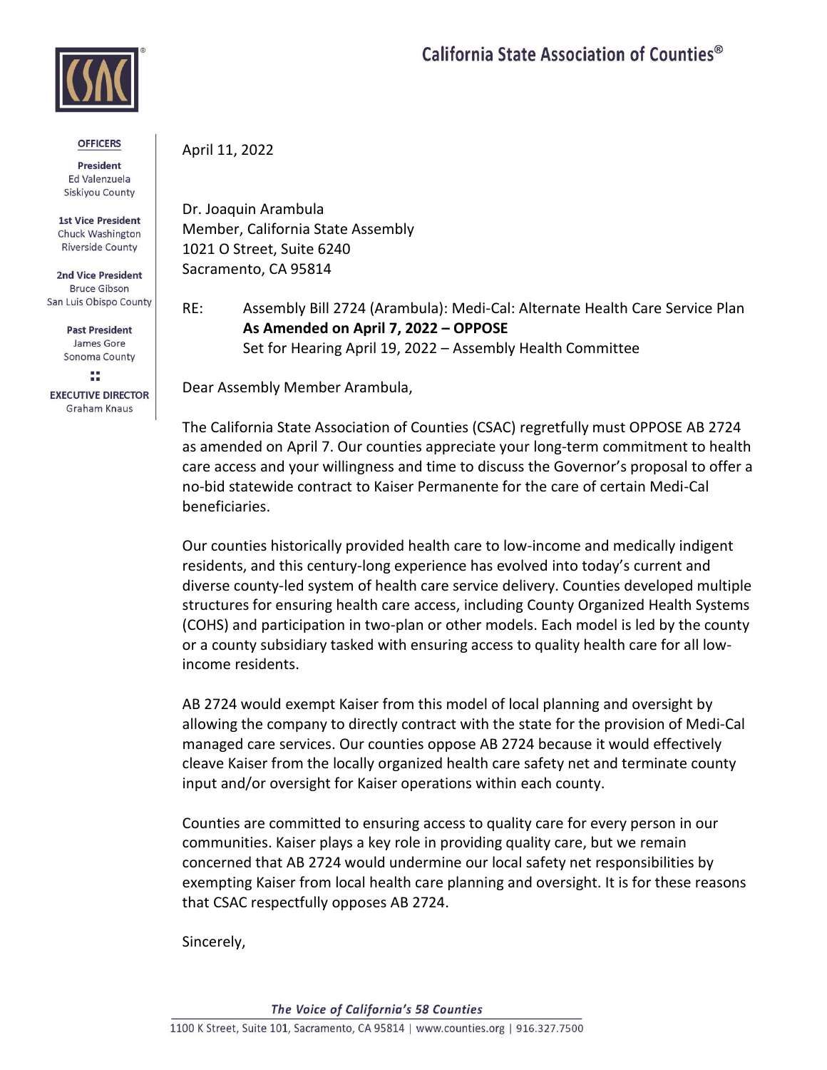California State Association of Counties®

**OFFICERS**

**President**
Ed Valenzuela
Siskiyou County

**1st Vice President**
Chuck Washington
Riverside County

**2nd Vice President**
Bruce Gibson
San Luis Obispo County

**Past President**
James Gore
Sonoma County

**EXECUTIVE DIRECTOR**
Graham Knaus

April 11, 2022

Dr. Joaquin Arambula
Member, California State Assembly
1021 O Street, Suite 6240
Sacramento, CA 95814

RE: Assembly Bill 2724 (Arambula): Medi-Cal: Alternate Health Care Service Plan
**As Amended on April 7, 2022 – OPPOSE**
Set for Hearing April 19, 2022 – Assembly Health Committee

Dear Assembly Member Arambula,

The California State Association of Counties (CSAC) regretfully must OPPOSE AB 2724 as amended on April 7. Our counties appreciate your long-term commitment to health care access and your willingness and time to discuss the Governor's proposal to offer a no-bid statewide contract to Kaiser Permanente for the care of certain Medi-Cal beneficiaries.

Our counties historically provided health care to low-income and medically indigent residents, and this century-long experience has evolved into today's current and diverse county-led system of health care service delivery. Counties developed multiple structures for ensuring health care access, including County Organized Health Systems (COHS) and participation in two-plan or other models. Each model is led by the county or a county subsidiary tasked with ensuring access to quality health care for all low-income residents.

AB 2724 would exempt Kaiser from this model of local planning and oversight by allowing the company to directly contract with the state for the provision of Medi-Cal managed care services. Our counties oppose AB 2724 because it would effectively cleave Kaiser from the locally organized health care safety net and terminate county input and/or oversight for Kaiser operations within each county.

Counties are committed to ensuring access to quality care for every person in our communities. Kaiser plays a key role in providing quality care, but we remain concerned that AB 2724 would undermine our local safety net responsibilities by exempting Kaiser from local health care planning and oversight. It is for these reasons that CSAC respectfully opposes AB 2724.

Sincerely,

*The Voice of California's 58 Counties*
1100 K Street, Suite 101, Sacramento, CA 95814 | www.counties.org | 916.327.7500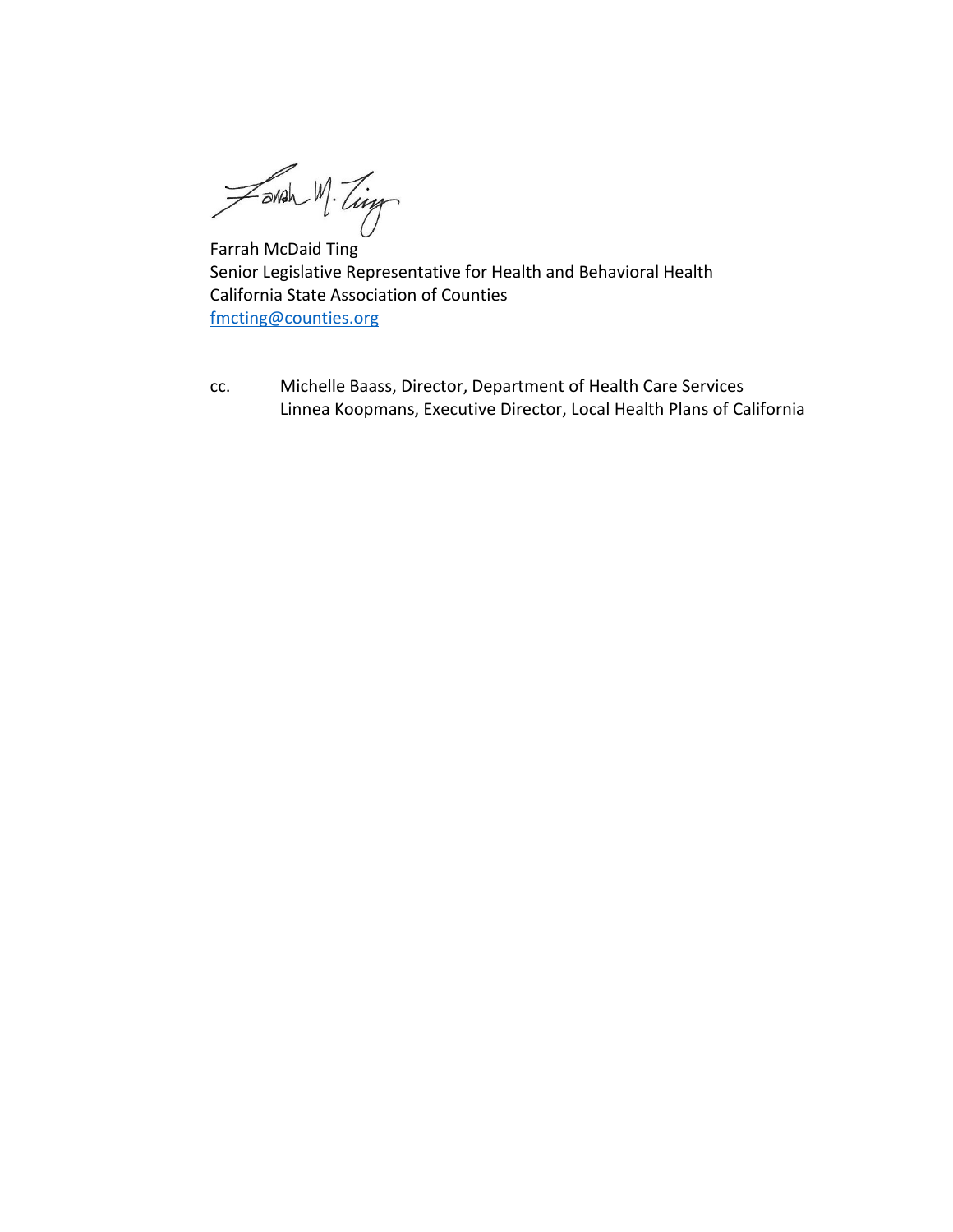Farrah McDaid Ting
Senior Legislative Representative for Health and Behavioral Health
California State Association of Counties
fmcting@counties.org

cc. Michelle Baass, Director, Department of Health Care Services
Linnea Koopmans, Executive Director, Local Health Plans of California